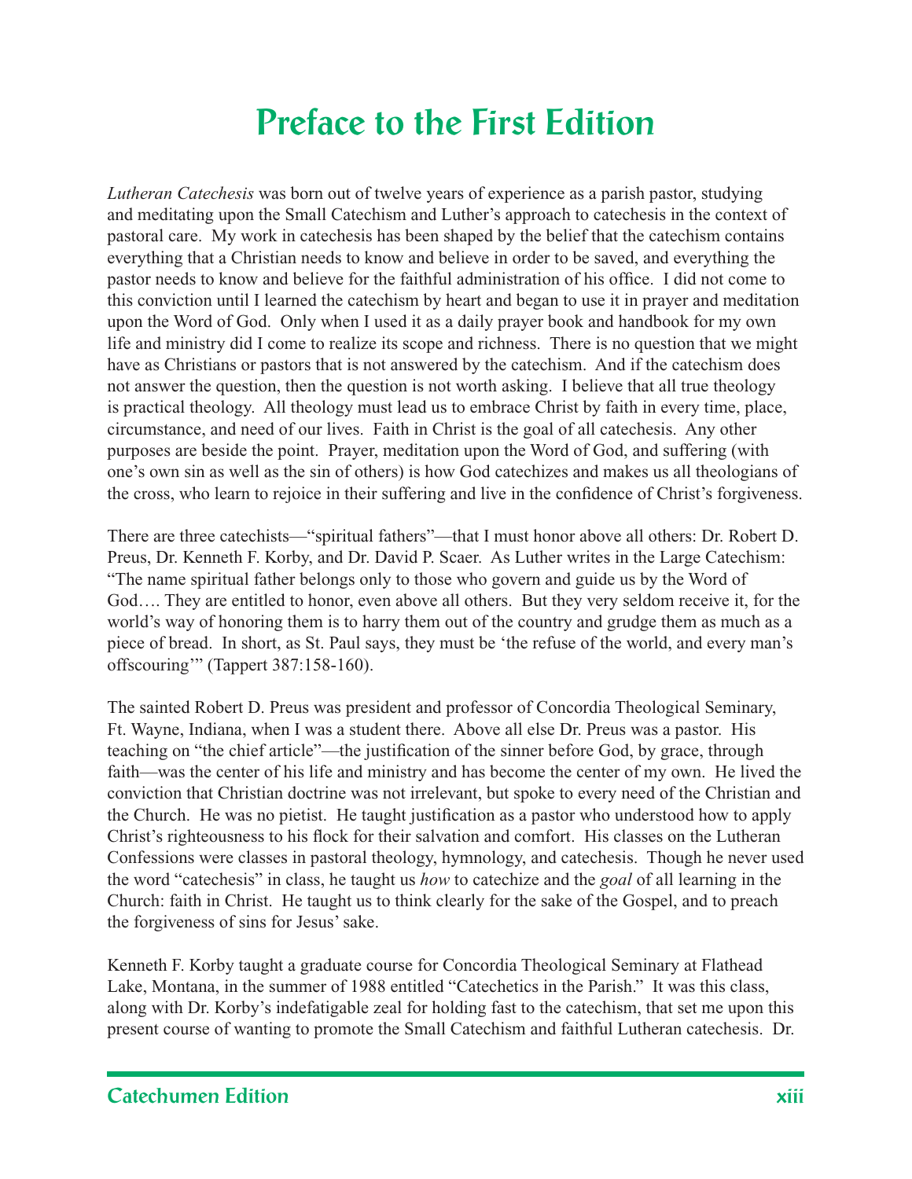# Preface to the First Edition

*Lutheran Catechesis* was born out of twelve years of experience as a parish pastor, studying and meditating upon the Small Catechism and Luther's approach to catechesis in the context of pastoral care. My work in catechesis has been shaped by the belief that the catechism contains everything that a Christian needs to know and believe in order to be saved, and everything the pastor needs to know and believe for the faithful administration of his office. I did not come to this conviction until I learned the catechism by heart and began to use it in prayer and meditation upon the Word of God. Only when I used it as a daily prayer book and handbook for my own life and ministry did I come to realize its scope and richness. There is no question that we might have as Christians or pastors that is not answered by the catechism. And if the catechism does not answer the question, then the question is not worth asking. I believe that all true theology is practical theology. All theology must lead us to embrace Christ by faith in every time, place, circumstance, and need of our lives. Faith in Christ is the goal of all catechesis. Any other purposes are beside the point. Prayer, meditation upon the Word of God, and suffering (with one's own sin as well as the sin of others) is how God catechizes and makes us all theologians of the cross, who learn to rejoice in their suffering and live in the confidence of Christ's forgiveness.

There are three catechists—"spiritual fathers"—that I must honor above all others: Dr. Robert D. Preus, Dr. Kenneth F. Korby, and Dr. David P. Scaer. As Luther writes in the Large Catechism: "The name spiritual father belongs only to those who govern and guide us by the Word of God…. They are entitled to honor, even above all others. But they very seldom receive it, for the world's way of honoring them is to harry them out of the country and grudge them as much as a piece of bread. In short, as St. Paul says, they must be 'the refuse of the world, and every man's offscouring'" (Tappert 387:158-160).

The sainted Robert D. Preus was president and professor of Concordia Theological Seminary, Ft. Wayne, Indiana, when I was a student there. Above all else Dr. Preus was a pastor. His teaching on "the chief article"—the justification of the sinner before God, by grace, through faith—was the center of his life and ministry and has become the center of my own. He lived the conviction that Christian doctrine was not irrelevant, but spoke to every need of the Christian and the Church. He was no pietist. He taught justification as a pastor who understood how to apply Christ's righteousness to his flock for their salvation and comfort. His classes on the Lutheran Confessions were classes in pastoral theology, hymnology, and catechesis. Though he never used the word "catechesis" in class, he taught us *how* to catechize and the *goal* of all learning in the Church: faith in Christ. He taught us to think clearly for the sake of the Gospel, and to preach the forgiveness of sins for Jesus' sake.

Kenneth F. Korby taught a graduate course for Concordia Theological Seminary at Flathead Lake, Montana, in the summer of 1988 entitled "Catechetics in the Parish." It was this class, along with Dr. Korby's indefatigable zeal for holding fast to the catechism, that set me upon this present course of wanting to promote the Small Catechism and faithful Lutheran catechesis. Dr.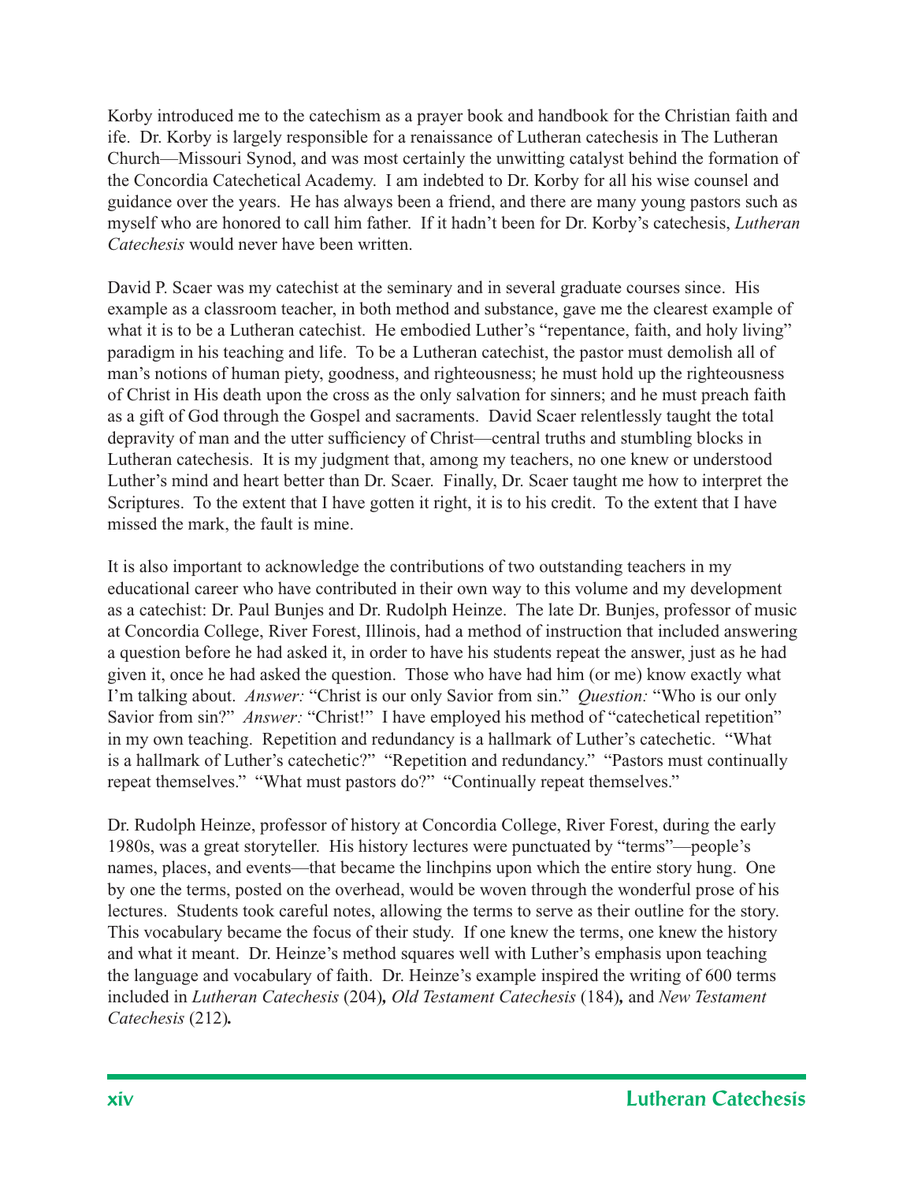Korby introduced me to the catechism as a prayer book and handbook for the Christian faith and ife. Dr. Korby is largely responsible for a renaissance of Lutheran catechesis in The Lutheran Church—Missouri Synod, and was most certainly the unwitting catalyst behind the formation of the Concordia Catechetical Academy. I am indebted to Dr. Korby for all his wise counsel and guidance over the years. He has always been a friend, and there are many young pastors such as myself who are honored to call him father. If it hadn't been for Dr. Korby's catechesis, *Lutheran Catechesis* would never have been written.

David P. Scaer was my catechist at the seminary and in several graduate courses since. His example as a classroom teacher, in both method and substance, gave me the clearest example of what it is to be a Lutheran catechist. He embodied Luther's "repentance, faith, and holy living" paradigm in his teaching and life. To be a Lutheran catechist, the pastor must demolish all of man's notions of human piety, goodness, and righteousness; he must hold up the righteousness of Christ in His death upon the cross as the only salvation for sinners; and he must preach faith as a gift of God through the Gospel and sacraments. David Scaer relentlessly taught the total depravity of man and the utter sufficiency of Christ—central truths and stumbling blocks in Lutheran catechesis. It is my judgment that, among my teachers, no one knew or understood Luther's mind and heart better than Dr. Scaer. Finally, Dr. Scaer taught me how to interpret the Scriptures. To the extent that I have gotten it right, it is to his credit. To the extent that I have missed the mark, the fault is mine.

It is also important to acknowledge the contributions of two outstanding teachers in my educational career who have contributed in their own way to this volume and my development as a catechist: Dr. Paul Bunjes and Dr. Rudolph Heinze. The late Dr. Bunjes, professor of music at Concordia College, River Forest, Illinois, had a method of instruction that included answering a question before he had asked it, in order to have his students repeat the answer, just as he had given it, once he had asked the question. Those who have had him (or me) know exactly what I'm talking about. *Answer:* "Christ is our only Savior from sin." *Question:* "Who is our only Savior from sin?" *Answer:* "Christ!" I have employed his method of "catechetical repetition" in my own teaching. Repetition and redundancy is a hallmark of Luther's catechetic. "What is a hallmark of Luther's catechetic?" "Repetition and redundancy." "Pastors must continually repeat themselves." "What must pastors do?" "Continually repeat themselves."

Dr. Rudolph Heinze, professor of history at Concordia College, River Forest, during the early 1980s, was a great storyteller. His history lectures were punctuated by "terms"—people's names, places, and events—that became the linchpins upon which the entire story hung. One by one the terms, posted on the overhead, would be woven through the wonderful prose of his lectures. Students took careful notes, allowing the terms to serve as their outline for the story. This vocabulary became the focus of their study. If one knew the terms, one knew the history and what it meant. Dr. Heinze's method squares well with Luther's emphasis upon teaching the language and vocabulary of faith. Dr. Heinze's example inspired the writing of 600 terms included in *Lutheran Catechesis* (204)**,** *Old Testament Catechesis* (184)**,** and *New Testament Catechesis* (212)**.**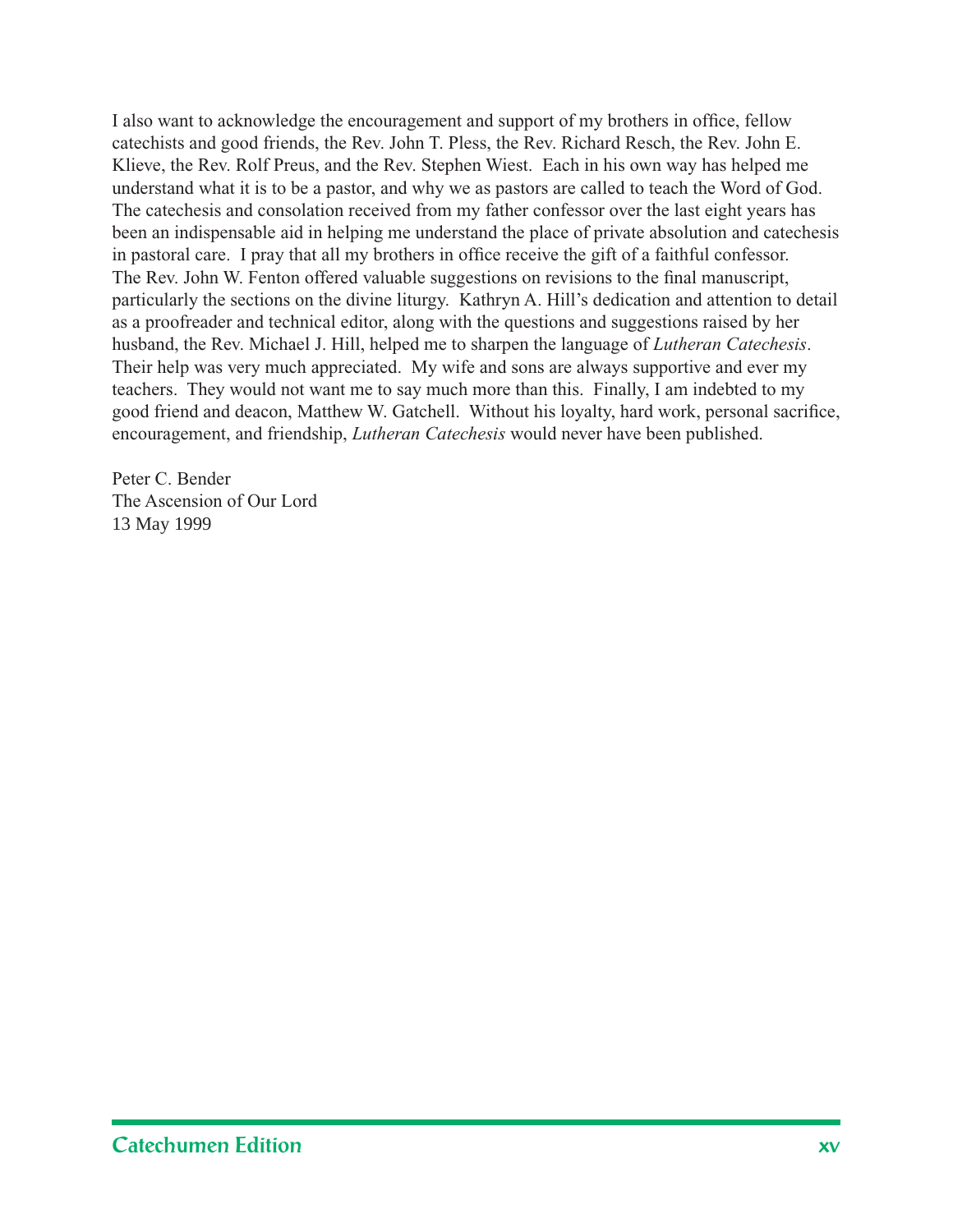I also want to acknowledge the encouragement and support of my brothers in office, fellow catechists and good friends, the Rev. John T. Pless, the Rev. Richard Resch, the Rev. John E. Klieve, the Rev. Rolf Preus, and the Rev. Stephen Wiest. Each in his own way has helped me understand what it is to be a pastor, and why we as pastors are called to teach the Word of God. The catechesis and consolation received from my father confessor over the last eight years has been an indispensable aid in helping me understand the place of private absolution and catechesis in pastoral care. I pray that all my brothers in office receive the gift of a faithful confessor. The Rev. John W. Fenton offered valuable suggestions on revisions to the final manuscript, particularly the sections on the divine liturgy. Kathryn A. Hill's dedication and attention to detail as a proofreader and technical editor, along with the questions and suggestions raised by her husband, the Rev. Michael J. Hill, helped me to sharpen the language of *Lutheran Catechesis*. Their help was very much appreciated. My wife and sons are always supportive and ever my teachers. They would not want me to say much more than this. Finally, I am indebted to my good friend and deacon, Matthew W. Gatchell. Without his loyalty, hard work, personal sacrifice, encouragement, and friendship, *Lutheran Catechesis* would never have been published.

Peter C. Bender  
The Ascension of Our Lord  
13 May 1999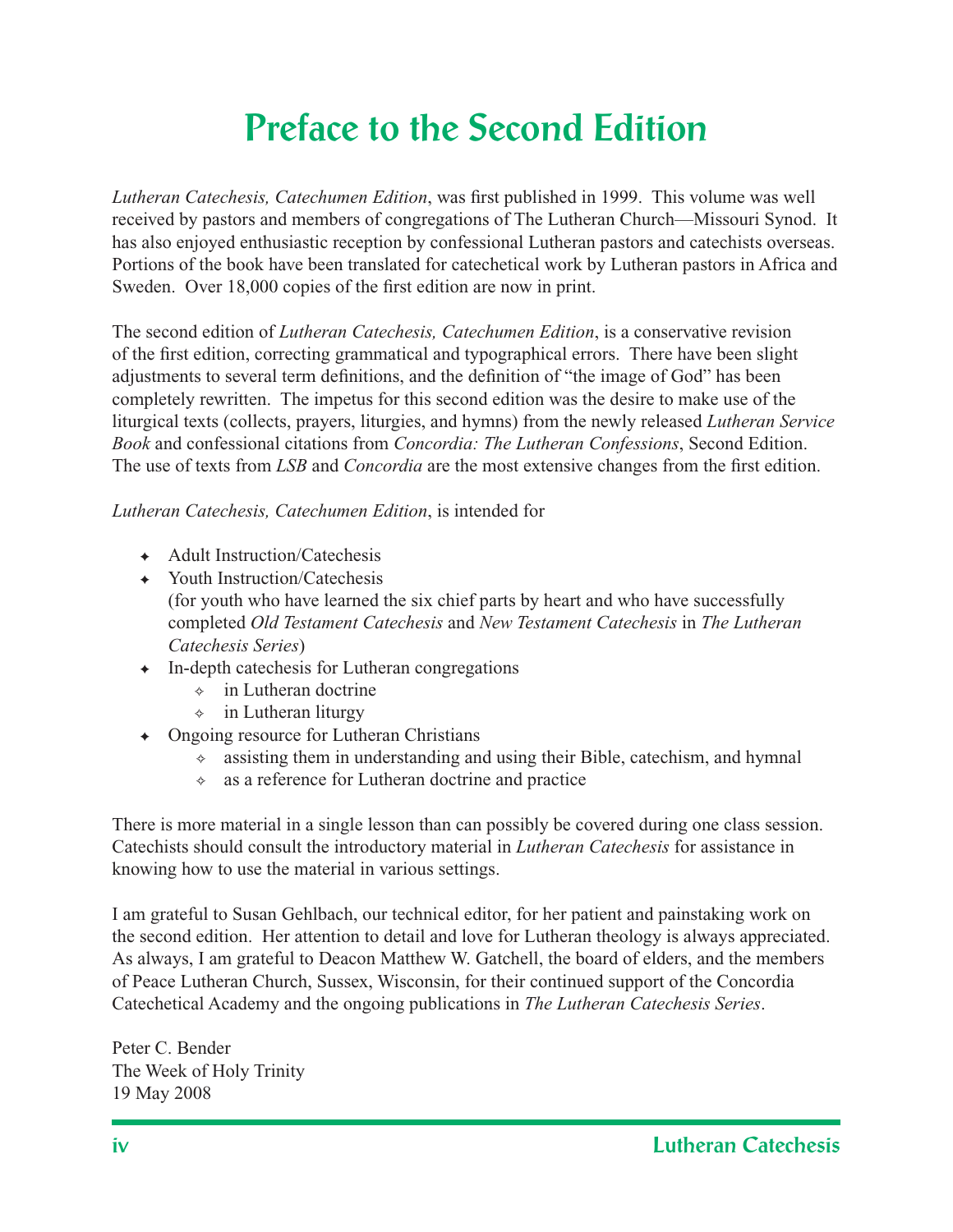# Preface to the Second Edition

*Lutheran Catechesis, Catechumen Edition*, was first published in 1999. This volume was well received by pastors and members of congregations of The Lutheran Church—Missouri Synod. It has also enjoyed enthusiastic reception by confessional Lutheran pastors and catechists overseas. Portions of the book have been translated for catechetical work by Lutheran pastors in Africa and Sweden. Over 18,000 copies of the first edition are now in print.

The second edition of *Lutheran Catechesis, Catechumen Edition*, is a conservative revision of the first edition, correcting grammatical and typographical errors. There have been slight adjustments to several term definitions, and the definition of "the image of God" has been completely rewritten. The impetus for this second edition was the desire to make use of the liturgical texts (collects, prayers, liturgies, and hymns) from the newly released *Lutheran Service Book* and confessional citations from *Concordia: The Lutheran Confessions*, Second Edition. The use of texts from *LSB* and *Concordia* are the most extensive changes from the first edition.

*Lutheran Catechesis, Catechumen Edition*, is intended for

- Adult Instruction/Catechesis
- Youth Instruction/Catechesis
  (for youth who have learned the six chief parts by heart and who have successfully completed *Old Testament Catechesis* and *New Testament Catechesis* in *The Lutheran Catechesis Series*)
- In-depth catechesis for Lutheran congregations
  - in Lutheran doctrine
  - in Lutheran liturgy
- Ongoing resource for Lutheran Christians
  - assisting them in understanding and using their Bible, catechism, and hymnal
  - as a reference for Lutheran doctrine and practice

There is more material in a single lesson than can possibly be covered during one class session. Catechists should consult the introductory material in *Lutheran Catechesis* for assistance in knowing how to use the material in various settings.

I am grateful to Susan Gehlbach, our technical editor, for her patient and painstaking work on the second edition. Her attention to detail and love for Lutheran theology is always appreciated. As always, I am grateful to Deacon Matthew W. Gatchell, the board of elders, and the members of Peace Lutheran Church, Sussex, Wisconsin, for their continued support of the Concordia Catechetical Academy and the ongoing publications in *The Lutheran Catechesis Series*.

Peter C. Bender
The Week of Holy Trinity
19 May 2008